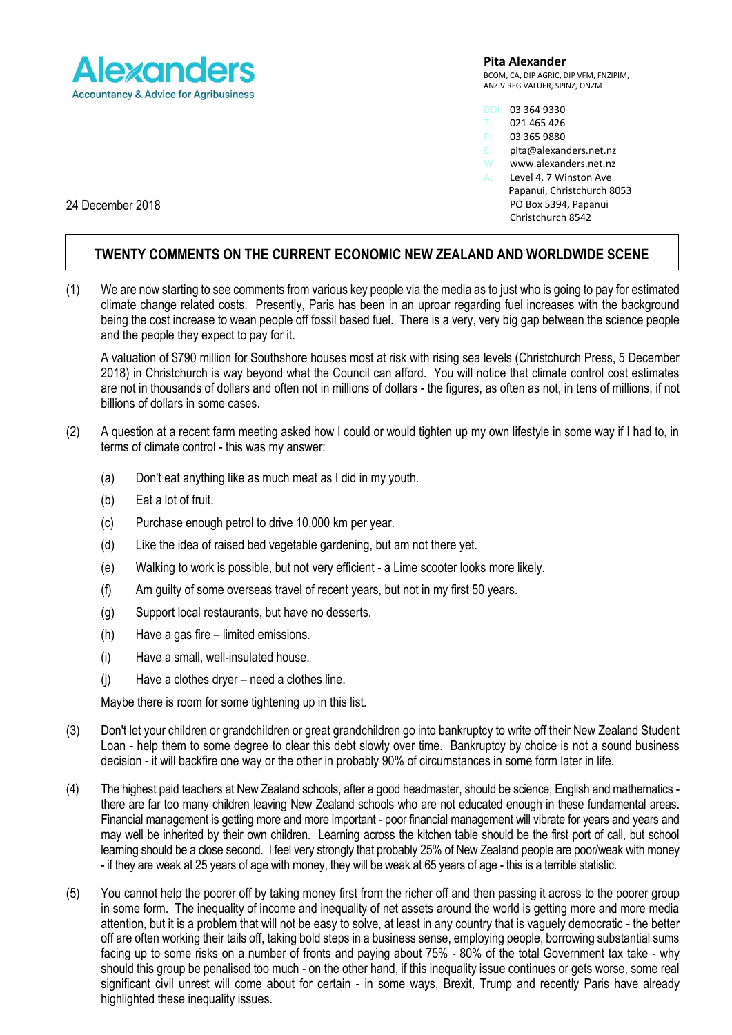**Alexanders**
Accountancy & Advice for Agribusiness

**Pita Alexander**
BCOM, CA, DIP AGRIC, DIP VFM, FNZIPIM, ANZIV REG VALUER, SPINZ, ONZM

DDI: 03 364 9330
T: 021 465 426
F: 03 365 9880
E: pita@alexanders.net.nz
W: www.alexanders.net.nz
A: Level 4, 7 Winston Ave
Papanui, Christchurch 8053
PO Box 5394, Papanui
Christchurch 8542

24 December 2018

# TWENTY COMMENTS ON THE CURRENT ECONOMIC NEW ZEALAND AND WORLDWIDE SCENE

(1) We are now starting to see comments from various key people via the media as to just who is going to pay for estimated climate change related costs. Presently, Paris has been in an uproar regarding fuel increases with the background being the cost increase to wean people off fossil based fuel. There is a very, very big gap between the science people and the people they expect to pay for it.

A valuation of $790 million for Southshore houses most at risk with rising sea levels (Christchurch Press, 5 December 2018) in Christchurch is way beyond what the Council can afford. You will notice that climate control cost estimates are not in thousands of dollars and often not in millions of dollars - the figures, as often as not, in tens of millions, if not billions of dollars in some cases.

(2) A question at a recent farm meeting asked how I could or would tighten up my own lifestyle in some way if I had to, in terms of climate control - this was my answer:

- (a) Don't eat anything like as much meat as I did in my youth.
- (b) Eat a lot of fruit.
- (c) Purchase enough petrol to drive 10,000 km per year.
- (d) Like the idea of raised bed vegetable gardening, but am not there yet.
- (e) Walking to work is possible, but not very efficient - a Lime scooter looks more likely.
- (f) Am guilty of some overseas travel of recent years, but not in my first 50 years.
- (g) Support local restaurants, but have no desserts.
- (h) Have a gas fire – limited emissions.
- (i) Have a small, well-insulated house.
- (j) Have a clothes dryer – need a clothes line.

Maybe there is room for some tightening up in this list.

(3) Don't let your children or grandchildren or great grandchildren go into bankruptcy to write off their New Zealand Student Loan - help them to some degree to clear this debt slowly over time. Bankruptcy by choice is not a sound business decision - it will backfire one way or the other in probably 90% of circumstances in some form later in life.

(4) The highest paid teachers at New Zealand schools, after a good headmaster, should be science, English and mathematics - there are far too many children leaving New Zealand schools who are not educated enough in these fundamental areas. Financial management is getting more and more important - poor financial management will vibrate for years and years and may well be inherited by their own children. Learning across the kitchen table should be the first port of call, but school learning should be a close second. I feel very strongly that probably 25% of New Zealand people are poor/weak with money - if they are weak at 25 years of age with money, they will be weak at 65 years of age - this is a terrible statistic.

(5) You cannot help the poorer off by taking money first from the richer off and then passing it across to the poorer group in some form. The inequality of income and inequality of net assets around the world is getting more and more media attention, but it is a problem that will not be easy to solve, at least in any country that is vaguely democratic - the better off are often working their tails off, taking bold steps in a business sense, employing people, borrowing substantial sums facing up to some risks on a number of fronts and paying about 75% - 80% of the total Government tax take - why should this group be penalised too much - on the other hand, if this inequality issue continues or gets worse, some real significant civil unrest will come about for certain - in some ways, Brexit, Trump and recently Paris have already highlighted these inequality issues.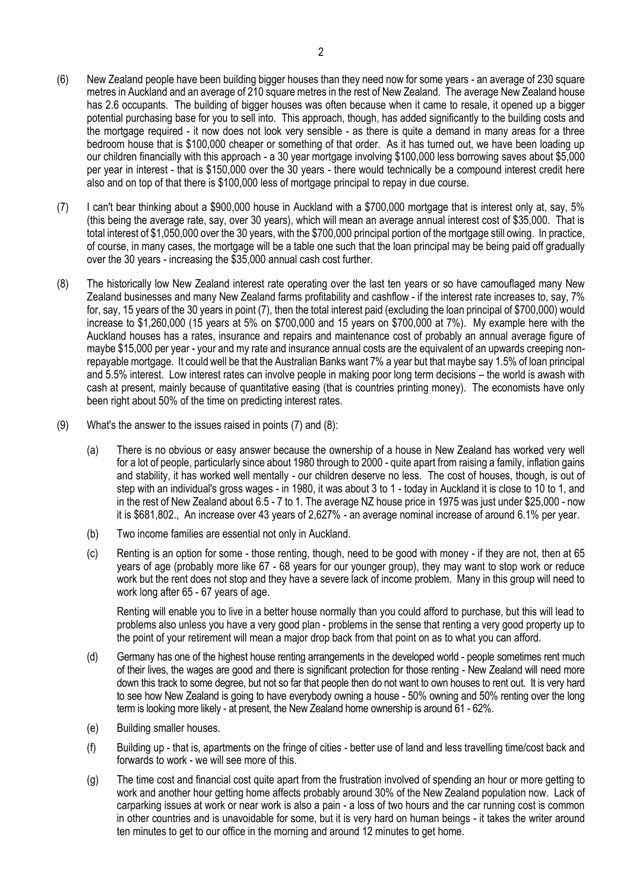(6) New Zealand people have been building bigger houses than they need now for some years - an average of 230 square metres in Auckland and an average of 210 square metres in the rest of New Zealand. The average New Zealand house has 2.6 occupants. The building of bigger houses was often because when it came to resale, it opened up a bigger potential purchasing base for you to sell into. This approach, though, has added significantly to the building costs and the mortgage required - it now does not look very sensible - as there is quite a demand in many areas for a three bedroom house that is $100,000 cheaper or something of that order. As it has turned out, we have been loading up our children financially with this approach - a 30 year mortgage involving $100,000 less borrowing saves about $5,000 per year in interest - that is $150,000 over the 30 years - there would technically be a compound interest credit here also and on top of that there is $100,000 less of mortgage principal to repay in due course.

(7) I can't bear thinking about a $900,000 house in Auckland with a $700,000 mortgage that is interest only at, say, 5% (this being the average rate, say, over 30 years), which will mean an average annual interest cost of $35,000. That is total interest of $1,050,000 over the 30 years, with the $700,000 principal portion of the mortgage still owing. In practice, of course, in many cases, the mortgage will be a table one such that the loan principal may be being paid off gradually over the 30 years - increasing the $35,000 annual cash cost further.

(8) The historically low New Zealand interest rate operating over the last ten years or so have camouflaged many New Zealand businesses and many New Zealand farms profitability and cashflow - if the interest rate increases to, say, 7% for, say, 15 years of the 30 years in point (7), then the total interest paid (excluding the loan principal of $700,000) would increase to $1,260,000 (15 years at 5% on $700,000 and 15 years on $700,000 at 7%). My example here with the Auckland houses has a rates, insurance and repairs and maintenance cost of probably an annual average figure of maybe $15,000 per year - your and my rate and insurance annual costs are the equivalent of an upwards creeping non-repayable mortgage. It could well be that the Australian Banks want 7% a year but that maybe say 1.5% of loan principal and 5.5% interest. Low interest rates can involve people in making poor long term decisions – the world is awash with cash at present, mainly because of quantitative easing (that is countries printing money). The economists have only been right about 50% of the time on predicting interest rates.

(9) What's the answer to the issues raised in points (7) and (8):

(a) There is no obvious or easy answer because the ownership of a house in New Zealand has worked very well for a lot of people, particularly since about 1980 through to 2000 - quite apart from raising a family, inflation gains and stability, it has worked well mentally - our children deserve no less. The cost of houses, though, is out of step with an individual's gross wages - in 1980, it was about 3 to 1 - today in Auckland it is close to 10 to 1, and in the rest of New Zealand about 6.5 - 7 to 1. The average NZ house price in 1975 was just under $25,000 - now it is $681,802., An increase over 43 years of 2,627% - an average nominal increase of around 6.1% per year.

(b) Two income families are essential not only in Auckland.

(c) Renting is an option for some - those renting, though, need to be good with money - if they are not, then at 65 years of age (probably more like 67 - 68 years for our younger group), they may want to stop work or reduce work but the rent does not stop and they have a severe lack of income problem. Many in this group will need to work long after 65 - 67 years of age.

Renting will enable you to live in a better house normally than you could afford to purchase, but this will lead to problems also unless you have a very good plan - problems in the sense that renting a very good property up to the point of your retirement will mean a major drop back from that point on as to what you can afford.

(d) Germany has one of the highest house renting arrangements in the developed world - people sometimes rent much of their lives, the wages are good and there is significant protection for those renting - New Zealand will need more down this track to some degree, but not so far that people then do not want to own houses to rent out. It is very hard to see how New Zealand is going to have everybody owning a house - 50% owning and 50% renting over the long term is looking more likely - at present, the New Zealand home ownership is around 61 - 62%.

(e) Building smaller houses.

(f) Building up - that is, apartments on the fringe of cities - better use of land and less travelling time/cost back and forwards to work - we will see more of this.

(g) The time cost and financial cost quite apart from the frustration involved of spending an hour or more getting to work and another hour getting home affects probably around 30% of the New Zealand population now. Lack of carparking issues at work or near work is also a pain - a loss of two hours and the car running cost is common in other countries and is unavoidable for some, but it is very hard on human beings - it takes the writer around ten minutes to get to our office in the morning and around 12 minutes to get home.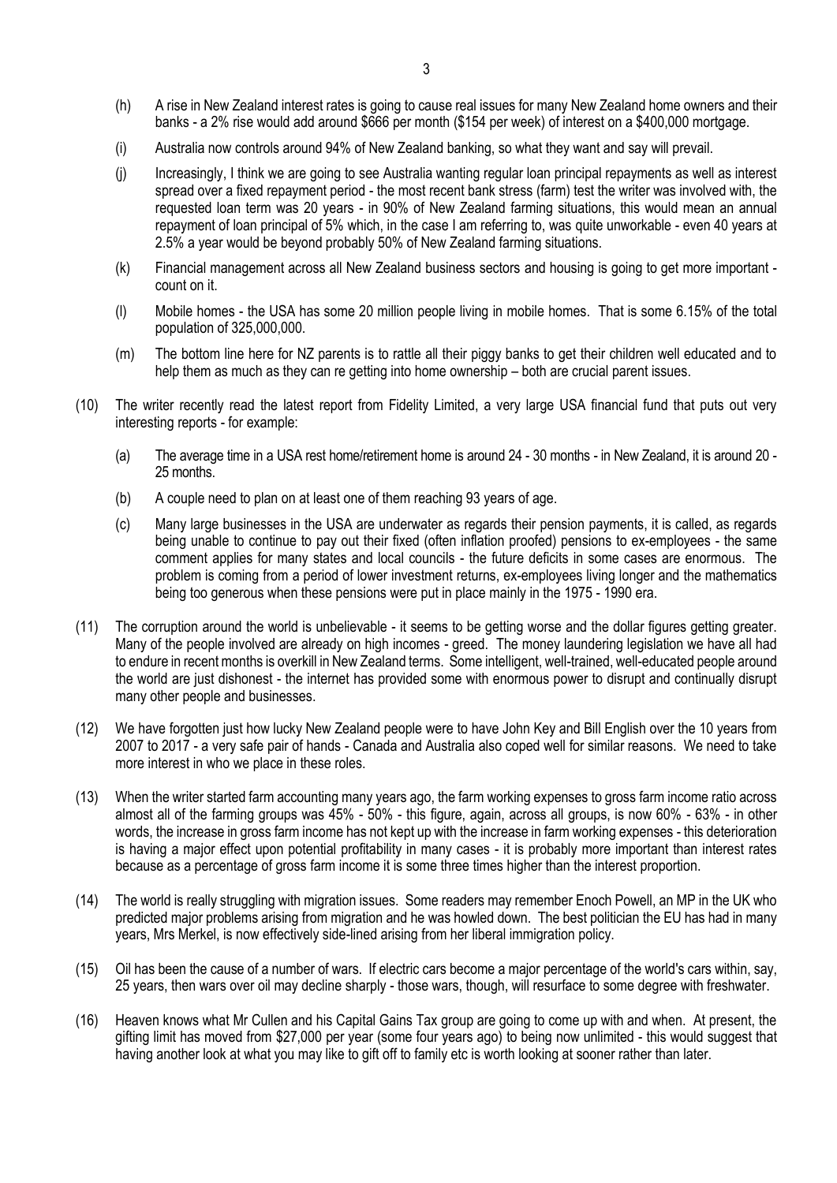(h) A rise in New Zealand interest rates is going to cause real issues for many New Zealand home owners and their banks - a 2% rise would add around $666 per month ($154 per week) of interest on a $400,000 mortgage.

(i) Australia now controls around 94% of New Zealand banking, so what they want and say will prevail.

(j) Increasingly, I think we are going to see Australia wanting regular loan principal repayments as well as interest spread over a fixed repayment period - the most recent bank stress (farm) test the writer was involved with, the requested loan term was 20 years - in 90% of New Zealand farming situations, this would mean an annual repayment of loan principal of 5% which, in the case I am referring to, was quite unworkable - even 40 years at 2.5% a year would be beyond probably 50% of New Zealand farming situations.

(k) Financial management across all New Zealand business sectors and housing is going to get more important - count on it.

(l) Mobile homes - the USA has some 20 million people living in mobile homes. That is some 6.15% of the total population of 325,000,000.

(m) The bottom line here for NZ parents is to rattle all their piggy banks to get their children well educated and to help them as much as they can re getting into home ownership – both are crucial parent issues.

(10) The writer recently read the latest report from Fidelity Limited, a very large USA financial fund that puts out very interesting reports - for example:

(a) The average time in a USA rest home/retirement home is around 24 - 30 months - in New Zealand, it is around 20 - 25 months.

(b) A couple need to plan on at least one of them reaching 93 years of age.

(c) Many large businesses in the USA are underwater as regards their pension payments, it is called, as regards being unable to continue to pay out their fixed (often inflation proofed) pensions to ex-employees - the same comment applies for many states and local councils - the future deficits in some cases are enormous. The problem is coming from a period of lower investment returns, ex-employees living longer and the mathematics being too generous when these pensions were put in place mainly in the 1975 - 1990 era.

(11) The corruption around the world is unbelievable - it seems to be getting worse and the dollar figures getting greater. Many of the people involved are already on high incomes - greed. The money laundering legislation we have all had to endure in recent months is overkill in New Zealand terms. Some intelligent, well-trained, well-educated people around the world are just dishonest - the internet has provided some with enormous power to disrupt and continually disrupt many other people and businesses.

(12) We have forgotten just how lucky New Zealand people were to have John Key and Bill English over the 10 years from 2007 to 2017 - a very safe pair of hands - Canada and Australia also coped well for similar reasons. We need to take more interest in who we place in these roles.

(13) When the writer started farm accounting many years ago, the farm working expenses to gross farm income ratio across almost all of the farming groups was 45% - 50% - this figure, again, across all groups, is now 60% - 63% - in other words, the increase in gross farm income has not kept up with the increase in farm working expenses - this deterioration is having a major effect upon potential profitability in many cases - it is probably more important than interest rates because as a percentage of gross farm income it is some three times higher than the interest proportion.

(14) The world is really struggling with migration issues. Some readers may remember Enoch Powell, an MP in the UK who predicted major problems arising from migration and he was howled down. The best politician the EU has had in many years, Mrs Merkel, is now effectively side-lined arising from her liberal immigration policy.

(15) Oil has been the cause of a number of wars. If electric cars become a major percentage of the world's cars within, say, 25 years, then wars over oil may decline sharply - those wars, though, will resurface to some degree with freshwater.

(16) Heaven knows what Mr Cullen and his Capital Gains Tax group are going to come up with and when. At present, the gifting limit has moved from $27,000 per year (some four years ago) to being now unlimited - this would suggest that having another look at what you may like to gift off to family etc is worth looking at sooner rather than later.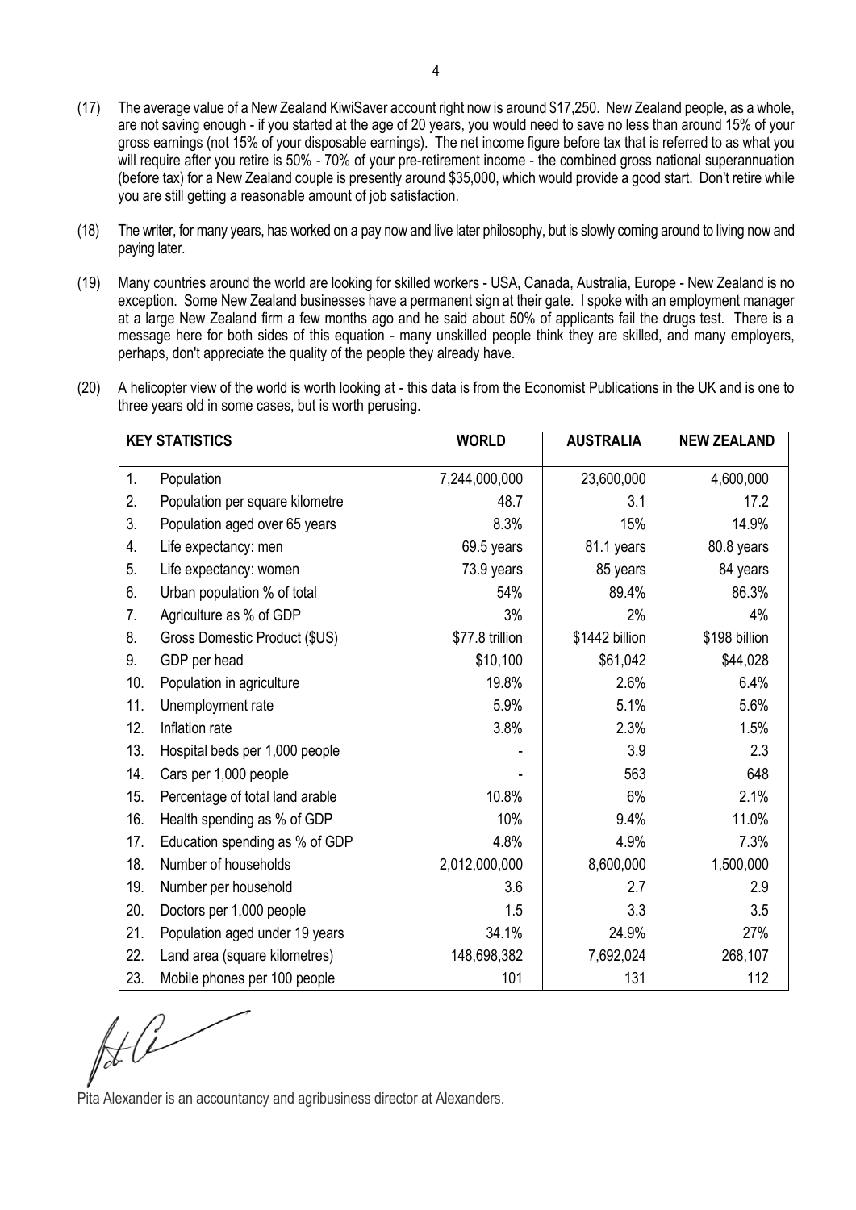(17) The average value of a New Zealand KiwiSaver account right now is around $17,250. New Zealand people, as a whole, are not saving enough - if you started at the age of 20 years, you would need to save no less than around 15% of your gross earnings (not 15% of your disposable earnings). The net income figure before tax that is referred to as what you will require after you retire is 50% - 70% of your pre-retirement income - the combined gross national superannuation (before tax) for a New Zealand couple is presently around $35,000, which would provide a good start. Don't retire while you are still getting a reasonable amount of job satisfaction.

(18) The writer, for many years, has worked on a pay now and live later philosophy, but is slowly coming around to living now and paying later.

(19) Many countries around the world are looking for skilled workers - USA, Canada, Australia, Europe - New Zealand is no exception. Some New Zealand businesses have a permanent sign at their gate. I spoke with an employment manager at a large New Zealand firm a few months ago and he said about 50% of applicants fail the drugs test. There is a message here for both sides of this equation - many unskilled people think they are skilled, and many employers, perhaps, don't appreciate the quality of the people they already have.

(20) A helicopter view of the world is worth looking at - this data is from the Economist Publications in the UK and is one to three years old in some cases, but is worth perusing.

| | KEY STATISTICS | WORLD | AUSTRALIA | NEW ZEALAND |
|---|---|---|---|---|
| 1. | Population | 7,244,000,000 | 23,600,000 | 4,600,000 |
| 2. | Population per square kilometre | 48.7 | 3.1 | 17.2 |
| 3. | Population aged over 65 years | 8.3% | 15% | 14.9% |
| 4. | Life expectancy: men | 69.5 years | 81.1 years | 80.8 years |
| 5. | Life expectancy: women | 73.9 years | 85 years | 84 years |
| 6. | Urban population % of total | 54% | 89.4% | 86.3% |
| 7. | Agriculture as % of GDP | 3% | 2% | 4% |
| 8. | Gross Domestic Product ($US) | $77.8 trillion | $1442 billion | $198 billion |
| 9. | GDP per head | $10,100 | $61,042 | $44,028 |
| 10. | Population in agriculture | 19.8% | 2.6% | 6.4% |
| 11. | Unemployment rate | 5.9% | 5.1% | 5.6% |
| 12. | Inflation rate | 3.8% | 2.3% | 1.5% |
| 13. | Hospital beds per 1,000 people | - | 3.9 | 2.3 |
| 14. | Cars per 1,000 people | - | 563 | 648 |
| 15. | Percentage of total land arable | 10.8% | 6% | 2.1% |
| 16. | Health spending as % of GDP | 10% | 9.4% | 11.0% |
| 17. | Education spending as % of GDP | 4.8% | 4.9% | 7.3% |
| 18. | Number of households | 2,012,000,000 | 8,600,000 | 1,500,000 |
| 19. | Number per household | 3.6 | 2.7 | 2.9 |
| 20. | Doctors per 1,000 people | 1.5 | 3.3 | 3.5 |
| 21. | Population aged under 19 years | 34.1% | 24.9% | 27% |
| 22. | Land area (square kilometres) | 148,698,382 | 7,692,024 | 268,107 |
| 23. | Mobile phones per 100 people | 101 | 131 | 112 |

Pita Alexander is an accountancy and agribusiness director at Alexanders.